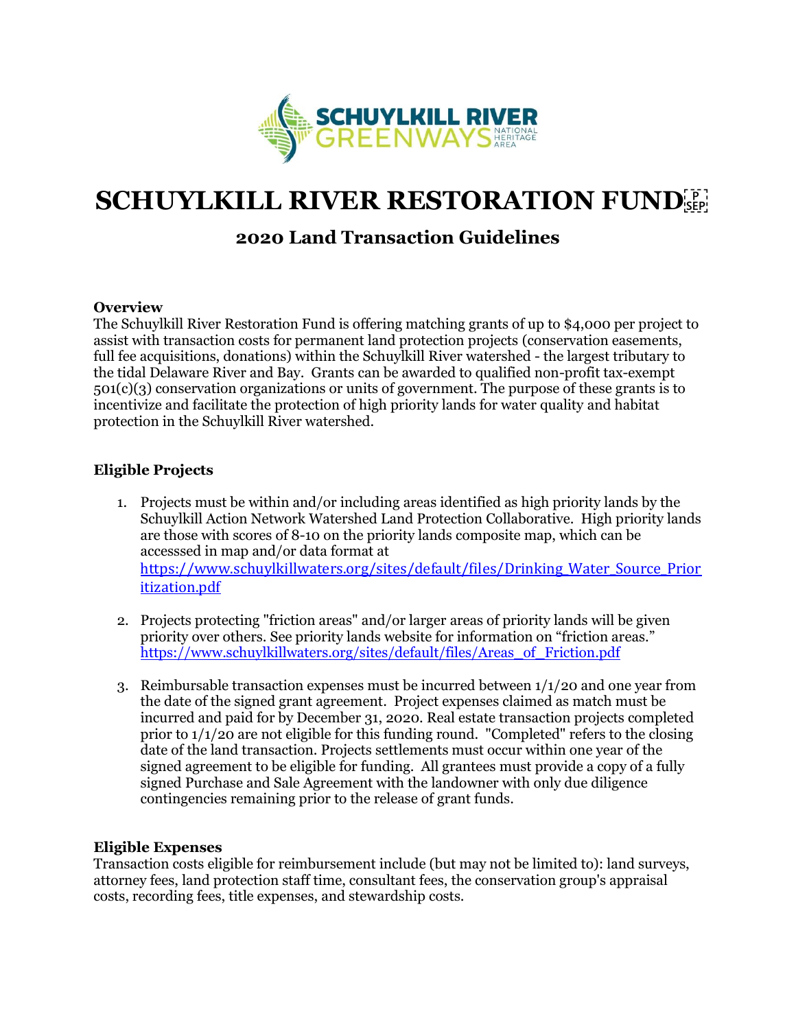# SCHUYLKILL RIVER RESTORATION FUND

## 2020 Land Transaction Guidelines

**Overview**

The Schuylkill River Restoration Fund is offering matching grants of up to $4,000 per project to assist with transaction costs for permanent land protection projects (conservation easements, full fee acquisitions, donations) within the Schuylkill River watershed - the largest tributary to the tidal Delaware River and Bay. Grants can be awarded to qualified non-profit tax-exempt 501(c)(3) conservation organizations or units of government. The purpose of these grants is to incentivize and facilitate the protection of high priority lands for water quality and habitat protection in the Schuylkill River watershed.

**Eligible Projects**

1. Projects must be within and/or including areas identified as high priority lands by the Schuylkill Action Network Watershed Land Protection Collaborative. High priority lands are those with scores of 8-10 on the priority lands composite map, which can be accesssed in map and/or data format at https://www.schuylkillwaters.org/sites/default/files/Drinking_Water_Source_Prioritization.pdf

2. Projects protecting "friction areas" and/or larger areas of priority lands will be given priority over others. See priority lands website for information on "friction areas." https://www.schuylkillwaters.org/sites/default/files/Areas_of_Friction.pdf

3. Reimbursable transaction expenses must be incurred between 1/1/20 and one year from the date of the signed grant agreement. Project expenses claimed as match must be incurred and paid for by December 31, 2020. Real estate transaction projects completed prior to 1/1/20 are not eligible for this funding round. "Completed" refers to the closing date of the land transaction. Projects settlements must occur within one year of the signed agreement to be eligible for funding. All grantees must provide a copy of a fully signed Purchase and Sale Agreement with the landowner with only due diligence contingencies remaining prior to the release of grant funds.

**Eligible Expenses**

Transaction costs eligible for reimbursement include (but may not be limited to): land surveys, attorney fees, land protection staff time, consultant fees, the conservation group's appraisal costs, recording fees, title expenses, and stewardship costs.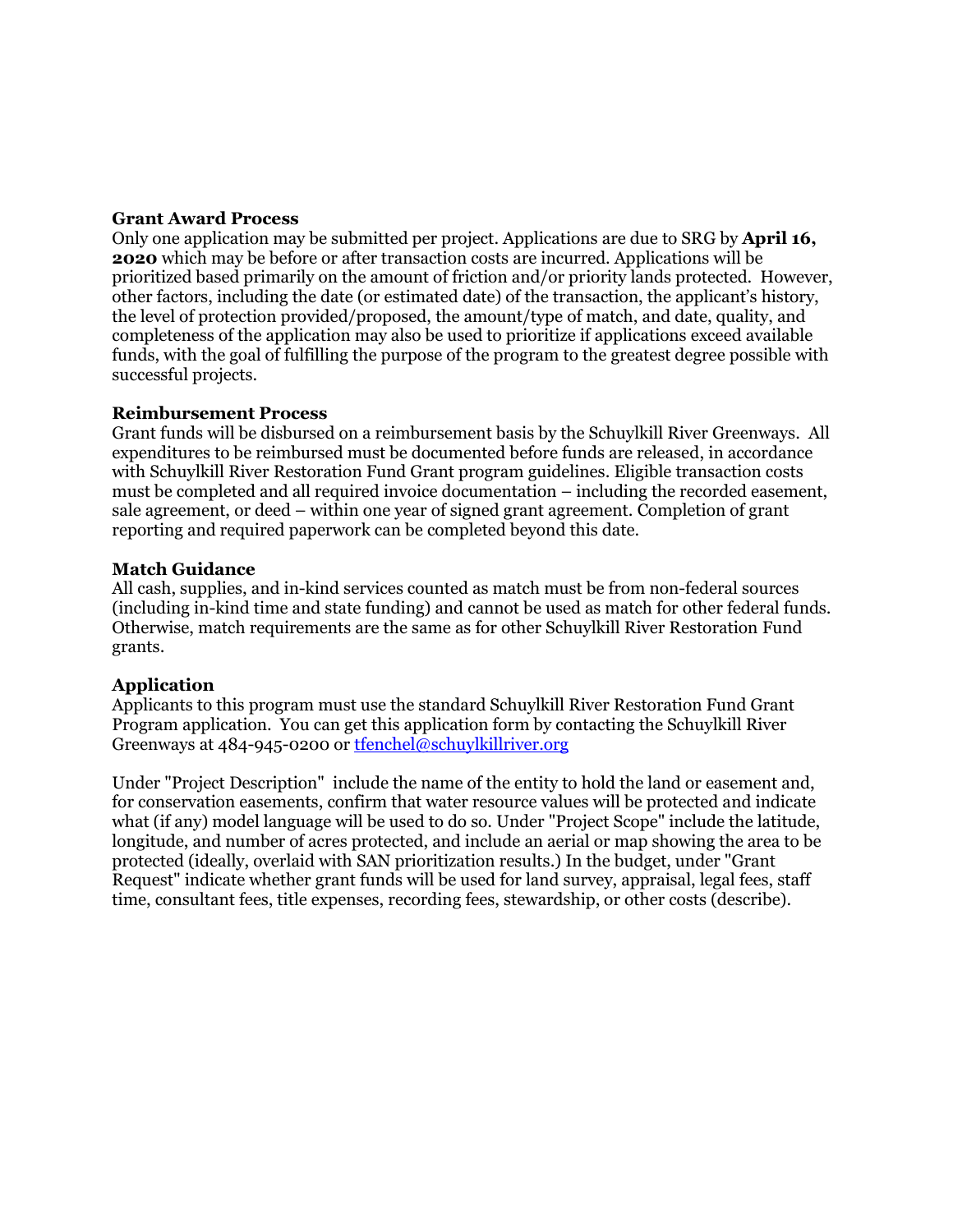**Grant Award Process**

Only one application may be submitted per project. Applications are due to SRG by **April 16, 2020** which may be before or after transaction costs are incurred. Applications will be prioritized based primarily on the amount of friction and/or priority lands protected. However, other factors, including the date (or estimated date) of the transaction, the applicant's history, the level of protection provided/proposed, the amount/type of match, and date, quality, and completeness of the application may also be used to prioritize if applications exceed available funds, with the goal of fulfilling the purpose of the program to the greatest degree possible with successful projects.

**Reimbursement Process**

Grant funds will be disbursed on a reimbursement basis by the Schuylkill River Greenways. All expenditures to be reimbursed must be documented before funds are released, in accordance with Schuylkill River Restoration Fund Grant program guidelines. Eligible transaction costs must be completed and all required invoice documentation – including the recorded easement, sale agreement, or deed – within one year of signed grant agreement. Completion of grant reporting and required paperwork can be completed beyond this date.

**Match Guidance**

All cash, supplies, and in-kind services counted as match must be from non-federal sources (including in-kind time and state funding) and cannot be used as match for other federal funds. Otherwise, match requirements are the same as for other Schuylkill River Restoration Fund grants.

**Application**

Applicants to this program must use the standard Schuylkill River Restoration Fund Grant Program application. You can get this application form by contacting the Schuylkill River Greenways at 484-945-0200 or tfenchel@schuylkillriver.org

Under "Project Description" include the name of the entity to hold the land or easement and, for conservation easements, confirm that water resource values will be protected and indicate what (if any) model language will be used to do so. Under "Project Scope" include the latitude, longitude, and number of acres protected, and include an aerial or map showing the area to be protected (ideally, overlaid with SAN prioritization results.) In the budget, under "Grant Request" indicate whether grant funds will be used for land survey, appraisal, legal fees, staff time, consultant fees, title expenses, recording fees, stewardship, or other costs (describe).